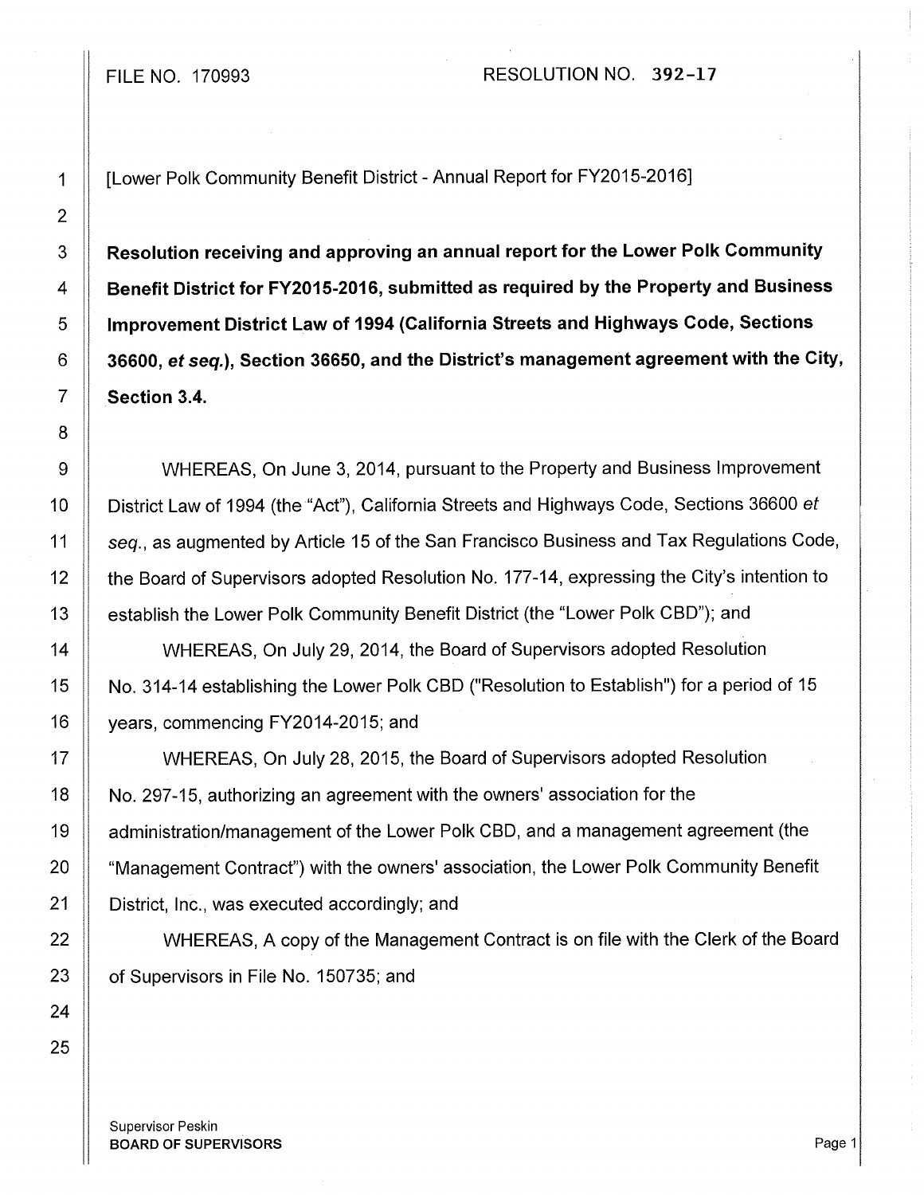FILE NO. 170993 RESOLUTION NO. 392-17

[Lower Polk Community Benefit District - Annual Report for FY2015-2016]

**Resolution receiving and approving an annual report for the Lower Polk Community Benefit District for FY2015-2016, submitted as required by the Property and Business Improvement District Law of 1994 (California Streets and Highways Code, Sections 36600, *et seq.*), Section 36650, and the District's management agreement with the City, Section 3.4.**

WHEREAS, On June 3, 2014, pursuant to the Property and Business Improvement District Law of 1994 (the "Act"), California Streets and Highways Code, Sections 36600 *et seq.*, as augmented by Article 15 of the San Francisco Business and Tax Regulations Code, the Board of Supervisors adopted Resolution No. 177-14, expressing the City's intention to establish the Lower Polk Community Benefit District (the "Lower Polk CBD"); and

WHEREAS, On July 29, 2014, the Board of Supervisors adopted Resolution No. 314-14 establishing the Lower Polk CBD ("Resolution to Establish") for a period of 15 years, commencing FY2014-2015; and

WHEREAS, On July 28, 2015, the Board of Supervisors adopted Resolution No. 297-15, authorizing an agreement with the owners' association for the administration/management of the Lower Polk CBD, and a management agreement (the "Management Contract") with the owners' association, the Lower Polk Community Benefit District, Inc., was executed accordingly; and

WHEREAS, A copy of the Management Contract is on file with the Clerk of the Board of Supervisors in File No. 150735; and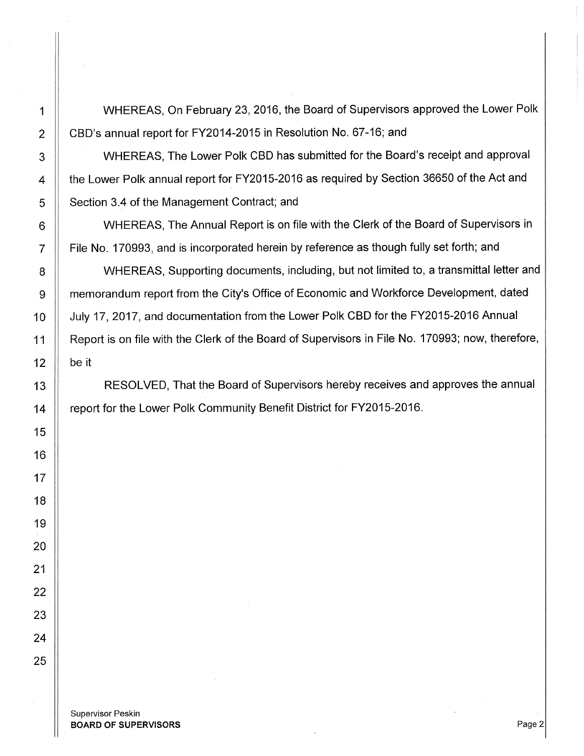WHEREAS, On February 23, 2016, the Board of Supervisors approved the Lower Polk CBD's annual report for FY2014-2015 in Resolution No. 67-16; and

WHEREAS, The Lower Polk CBD has submitted for the Board's receipt and approval the Lower Polk annual report for FY2015-2016 as required by Section 36650 of the Act and Section 3.4 of the Management Contract; and

WHEREAS, The Annual Report is on file with the Clerk of the Board of Supervisors in File No. 170993, and is incorporated herein by reference as though fully set forth; and

WHEREAS, Supporting documents, including, but not limited to, a transmittal letter and memorandum report from the City's Office of Economic and Workforce Development, dated July 17, 2017, and documentation from the Lower Polk CBD for the FY2015-2016 Annual Report is on file with the Clerk of the Board of Supervisors in File No. 170993; now, therefore, be it

RESOLVED, That the Board of Supervisors hereby receives and approves the annual report for the Lower Polk Community Benefit District for FY2015-2016.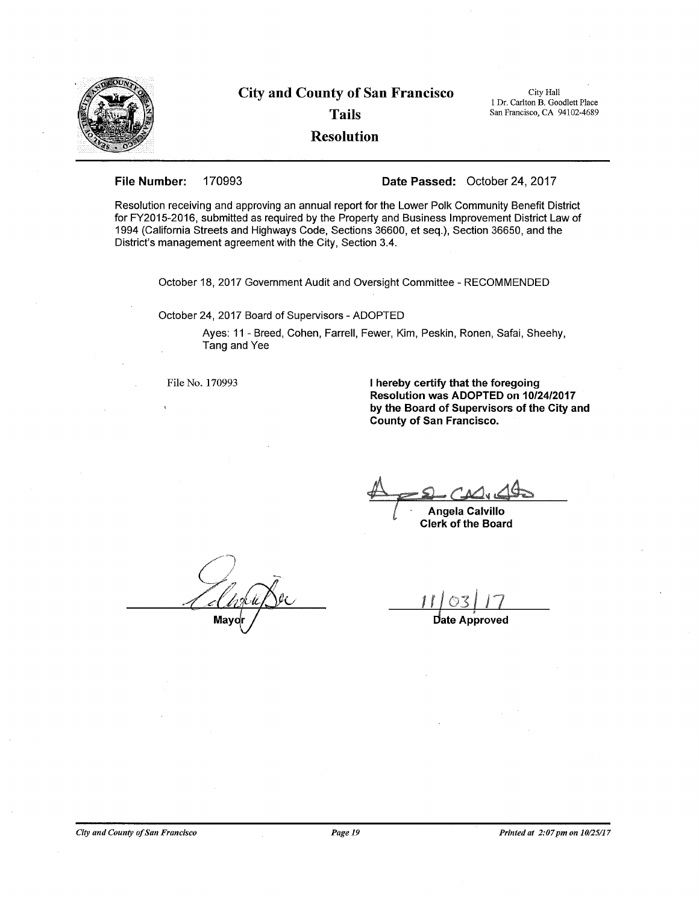# City and County of San Francisco

## Tails

## Resolution

City Hall
1 Dr. Carlton B. Goodlett Place
San Francisco, CA 94102-4689

---

**File Number:** 170993 **Date Passed:** October 24, 2017

Resolution receiving and approving an annual report for the Lower Polk Community Benefit District for FY2015-2016, submitted as required by the Property and Business Improvement District Law of 1994 (California Streets and Highways Code, Sections 36600, et seq.), Section 36650, and the District's management agreement with the City, Section 3.4.

October 18, 2017 Government Audit and Oversight Committee - RECOMMENDED

October 24, 2017 Board of Supervisors - ADOPTED

Ayes: 11 - Breed, Cohen, Farrell, Fewer, Kim, Peskin, Ronen, Safai, Sheehy, Tang and Yee

File No. 170993

**I hereby certify that the foregoing Resolution was ADOPTED on 10/24/2017 by the Board of Supervisors of the City and County of San Francisco.**

**Angela Calvillo**
**Clerk of the Board**

**Mayor**

11/03/17
**Date Approved**